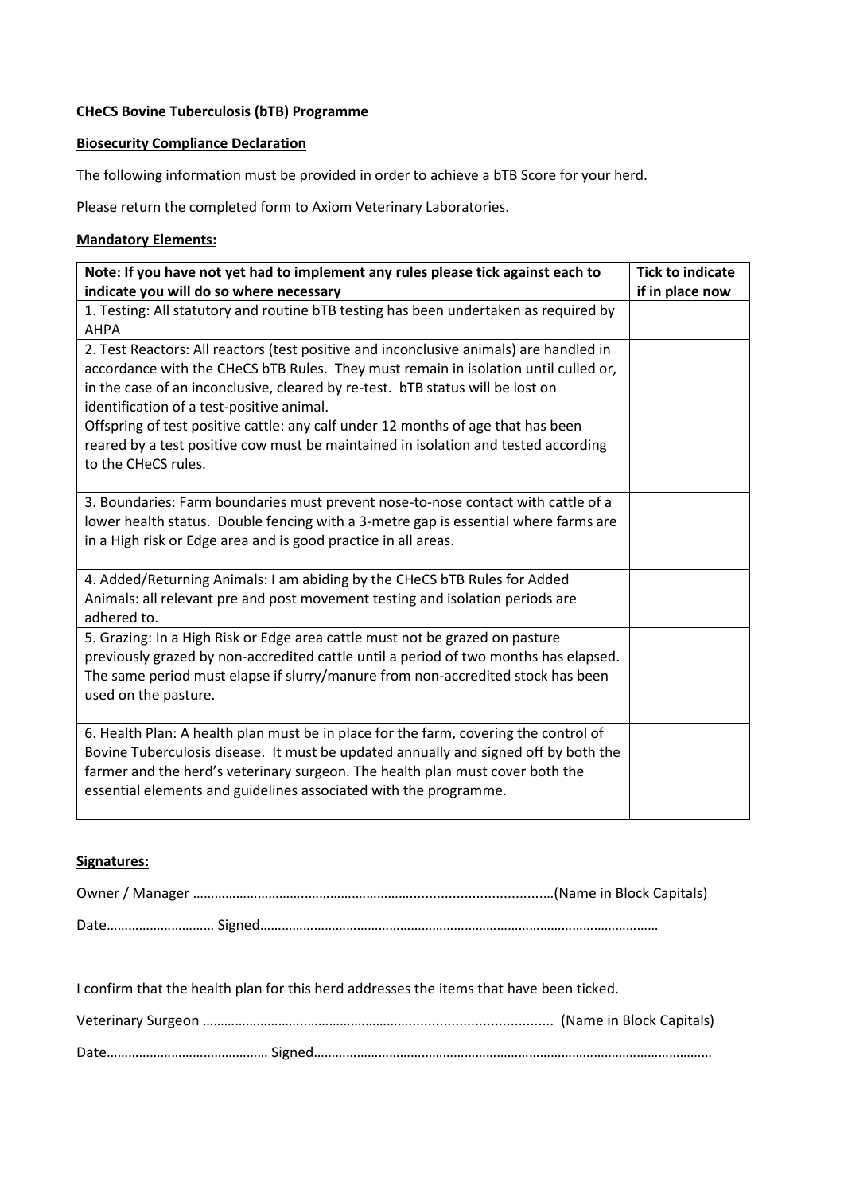**CHeCS Bovine Tuberculosis (bTB) Programme**

**Biosecurity Compliance Declaration**

The following information must be provided in order to achieve a bTB Score for your herd.

Please return the completed form to Axiom Veterinary Laboratories.

**Mandatory Elements:**

| Note: If you have not yet had to implement any rules please tick against each to indicate you will do so where necessary | Tick to indicate if in place now |
|---|---|
| 1. Testing: All statutory and routine bTB testing has been undertaken as required by AHPA | |
| 2. Test Reactors: All reactors (test positive and inconclusive animals) are handled in accordance with the CHeCS bTB Rules. They must remain in isolation until culled or, in the case of an inconclusive, cleared by re-test. bTB status will be lost on identification of a test-positive animal.<br>Offspring of test positive cattle: any calf under 12 months of age that has been reared by a test positive cow must be maintained in isolation and tested according to the CHeCS rules. | |
| 3. Boundaries: Farm boundaries must prevent nose-to-nose contact with cattle of a lower health status. Double fencing with a 3-metre gap is essential where farms are in a High risk or Edge area and is good practice in all areas. | |
| 4. Added/Returning Animals: I am abiding by the CHeCS bTB Rules for Added Animals: all relevant pre and post movement testing and isolation periods are adhered to. | |
| 5. Grazing: In a High Risk or Edge area cattle must not be grazed on pasture previously grazed by non-accredited cattle until a period of two months has elapsed. The same period must elapse if slurry/manure from non-accredited stock has been used on the pasture. | |
| 6. Health Plan: A health plan must be in place for the farm, covering the control of Bovine Tuberculosis disease. It must be updated annually and signed off by both the farmer and the herd's veterinary surgeon. The health plan must cover both the essential elements and guidelines associated with the programme. | |

**Signatures:**

Owner / Manager ……………………………………………………………………………(Name in Block Capitals)

Date……………………… Signed……………………………………………………………………………………

I confirm that the health plan for this herd addresses the items that have been ticked.

Veterinary Surgeon ……………………………………………………………………… (Name in Block Capitals)

Date…………………………………… Signed……………………………………………………………………………………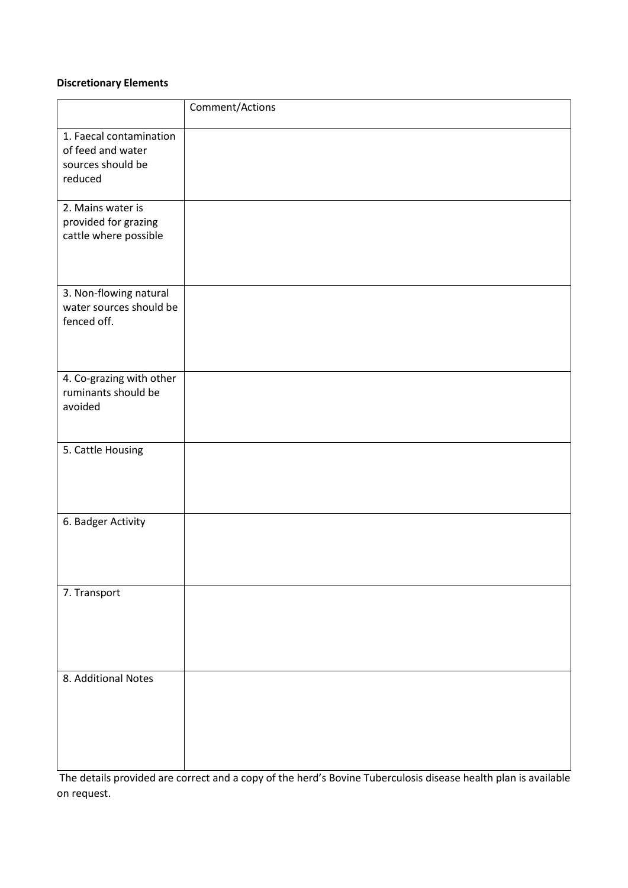**Discretionary Elements**

| | Comment/Actions |
|---|---|
| 1. Faecal contamination of feed and water sources should be reduced | |
| 2. Mains water is provided for grazing cattle where possible | |
| 3. Non-flowing natural water sources should be fenced off. | |
| 4. Co-grazing with other ruminants should be avoided | |
| 5. Cattle Housing | |
| 6. Badger Activity | |
| 7. Transport | |
| 8. Additional Notes | |

The details provided are correct and a copy of the herd's Bovine Tuberculosis disease health plan is available on request.